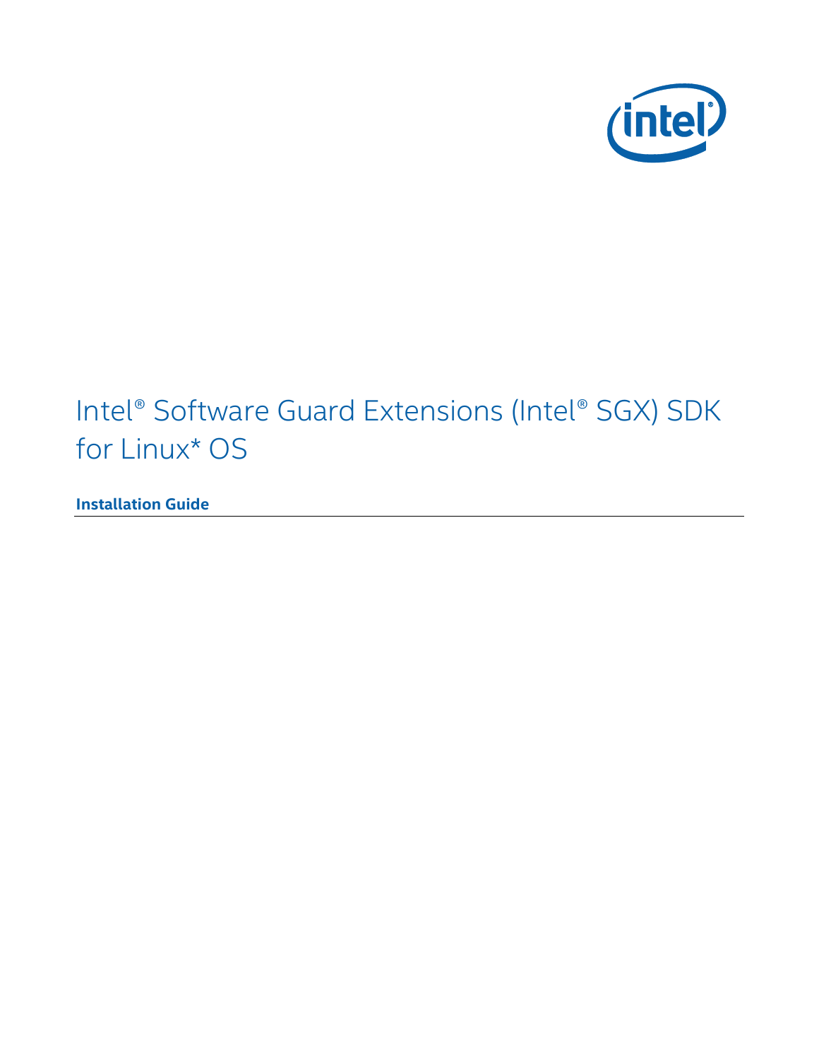# Intel® Software Guard Extensions (Intel® SGX) SDK for Linux* OS

**Installation Guide**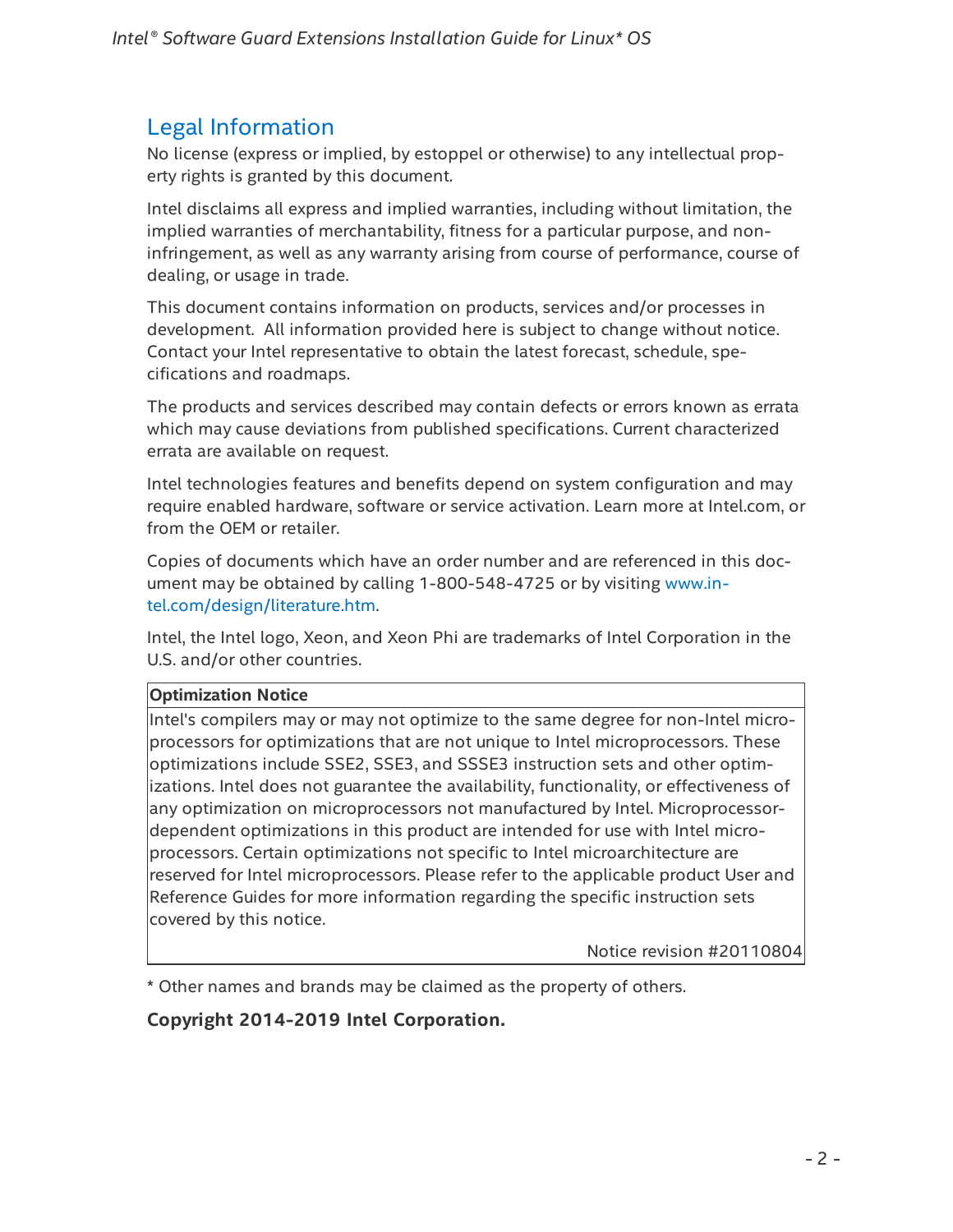# Legal Information

No license (express or implied, by estoppel or otherwise) to any intellectual property rights is granted by this document.

Intel disclaims all express and implied warranties, including without limitation, the implied warranties of merchantability, fitness for a particular purpose, and non-infringement, as well as any warranty arising from course of performance, course of dealing, or usage in trade.

This document contains information on products, services and/or processes in development. All information provided here is subject to change without notice. Contact your Intel representative to obtain the latest forecast, schedule, specifications and roadmaps.

The products and services described may contain defects or errors known as errata which may cause deviations from published specifications. Current characterized errata are available on request.

Intel technologies features and benefits depend on system configuration and may require enabled hardware, software or service activation. Learn more at Intel.com, or from the OEM or retailer.

Copies of documents which have an order number and are referenced in this document may be obtained by calling 1-800-548-4725 or by visiting www.intel.com/design/literature.htm.

Intel, the Intel logo, Xeon, and Xeon Phi are trademarks of Intel Corporation in the U.S. and/or other countries.

| **Optimization Notice** |
| --- |
| Intel's compilers may or may not optimize to the same degree for non-Intel microprocessors for optimizations that are not unique to Intel microprocessors. These optimizations include SSE2, SSE3, and SSSE3 instruction sets and other optimizations. Intel does not guarantee the availability, functionality, or effectiveness of any optimization on microprocessors not manufactured by Intel. Microprocessor-dependent optimizations in this product are intended for use with Intel microprocessors. Certain optimizations not specific to Intel microarchitecture are reserved for Intel microprocessors. Please refer to the applicable product User and Reference Guides for more information regarding the specific instruction sets covered by this notice. Notice revision #20110804 |

* Other names and brands may be claimed as the property of others.

**Copyright 2014-2019 Intel Corporation.**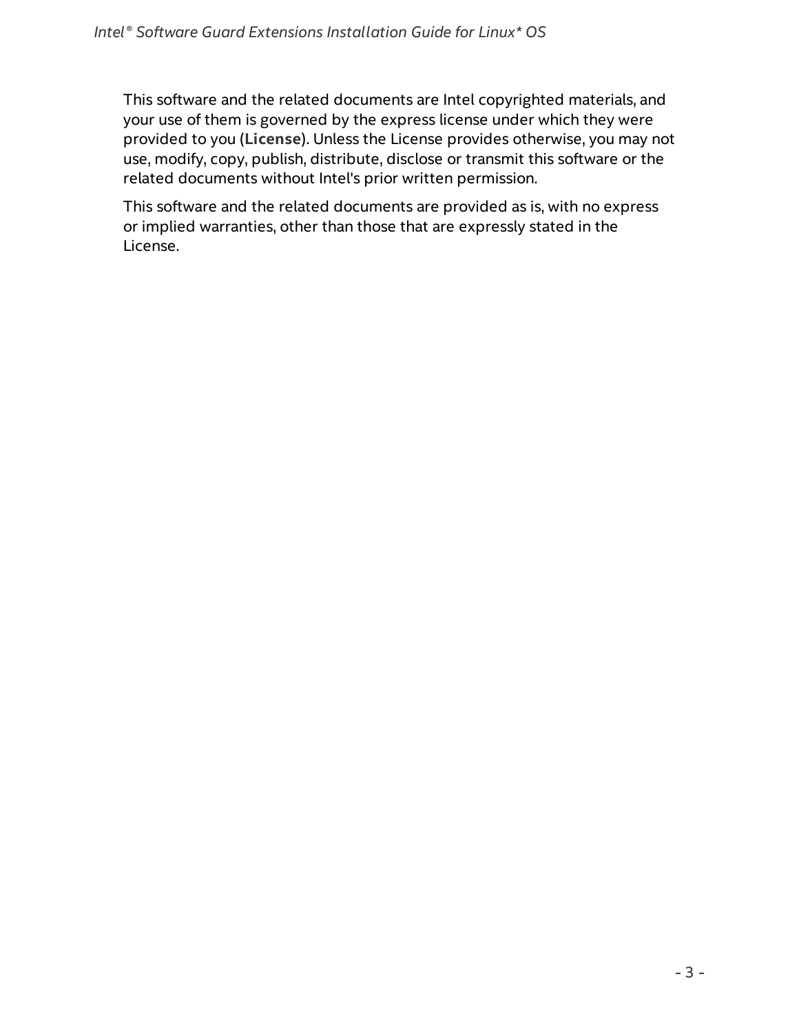This software and the related documents are Intel copyrighted materials, and your use of them is governed by the express license under which they were provided to you (**License**). Unless the License provides otherwise, you may not use, modify, copy, publish, distribute, disclose or transmit this software or the related documents without Intel's prior written permission.

This software and the related documents are provided as is, with no express or implied warranties, other than those that are expressly stated in the License.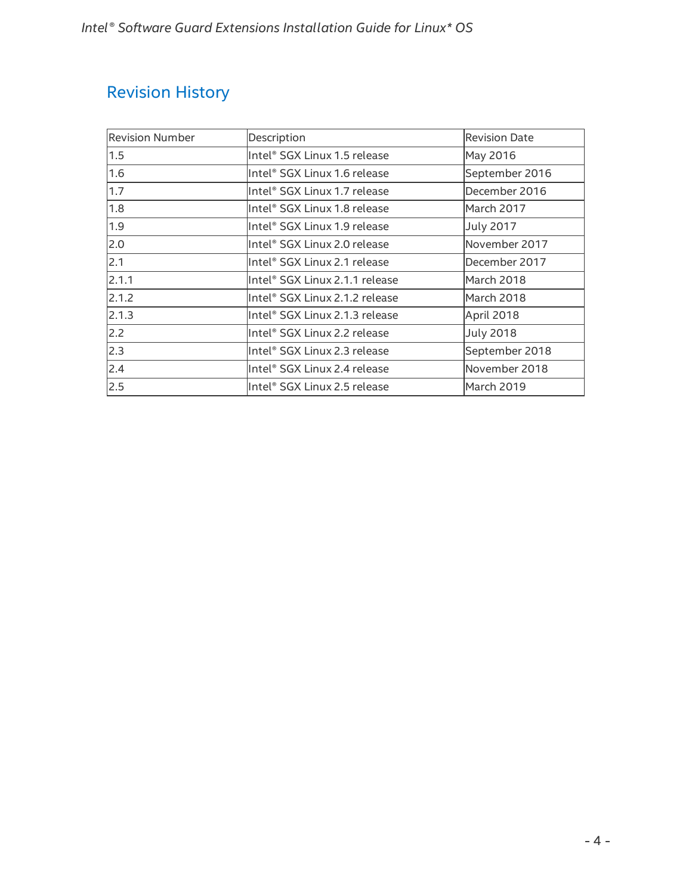## Revision History

| Revision Number | Description | Revision Date |
|---|---|---|
| 1.5 | Intel® SGX Linux 1.5 release | May 2016 |
| 1.6 | Intel® SGX Linux 1.6 release | September 2016 |
| 1.7 | Intel® SGX Linux 1.7 release | December 2016 |
| 1.8 | Intel® SGX Linux 1.8 release | March 2017 |
| 1.9 | Intel® SGX Linux 1.9 release | July 2017 |
| 2.0 | Intel® SGX Linux 2.0 release | November 2017 |
| 2.1 | Intel® SGX Linux 2.1 release | December 2017 |
| 2.1.1 | Intel® SGX Linux 2.1.1 release | March 2018 |
| 2.1.2 | Intel® SGX Linux 2.1.2 release | March 2018 |
| 2.1.3 | Intel® SGX Linux 2.1.3 release | April 2018 |
| 2.2 | Intel® SGX Linux 2.2 release | July 2018 |
| 2.3 | Intel® SGX Linux 2.3 release | September 2018 |
| 2.4 | Intel® SGX Linux 2.4 release | November 2018 |
| 2.5 | Intel® SGX Linux 2.5 release | March 2019 |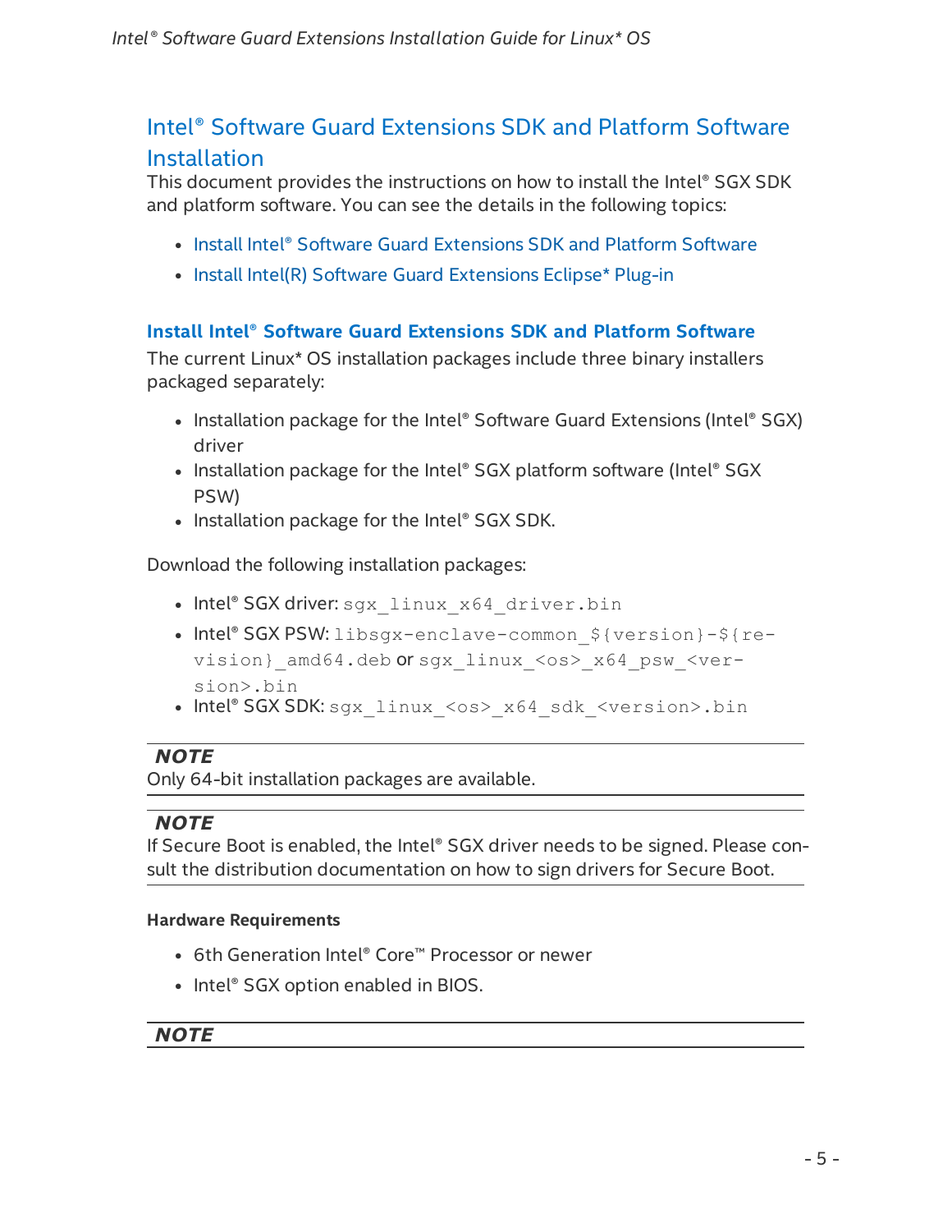# Intel® Software Guard Extensions SDK and Platform Software Installation

This document provides the instructions on how to install the Intel® SGX SDK and platform software. You can see the details in the following topics:

- Install Intel® Software Guard Extensions SDK and Platform Software
- Install Intel(R) Software Guard Extensions Eclipse* Plug-in

## Install Intel® Software Guard Extensions SDK and Platform Software

The current Linux* OS installation packages include three binary installers packaged separately:

- Installation package for the Intel® Software Guard Extensions (Intel® SGX) driver
- Installation package for the Intel® SGX platform software (Intel® SGX PSW)
- Installation package for the Intel® SGX SDK.

Download the following installation packages:

- Intel® SGX driver: `sgx_linux_x64_driver.bin`
- Intel® SGX PSW: `libsgx-enclave-common_${version}-${revision}_amd64.deb` or `sgx_linux_<os>_x64_psw_<version>.bin`
- Intel® SGX SDK: `sgx_linux_<os>_x64_sdk_<version>.bin`

---

***NOTE***

Only 64-bit installation packages are available.

---

***NOTE***

If Secure Boot is enabled, the Intel® SGX driver needs to be signed. Please consult the distribution documentation on how to sign drivers for Secure Boot.

---

#### Hardware Requirements

- 6th Generation Intel® Core™ Processor or newer
- Intel® SGX option enabled in BIOS.

---

***NOTE***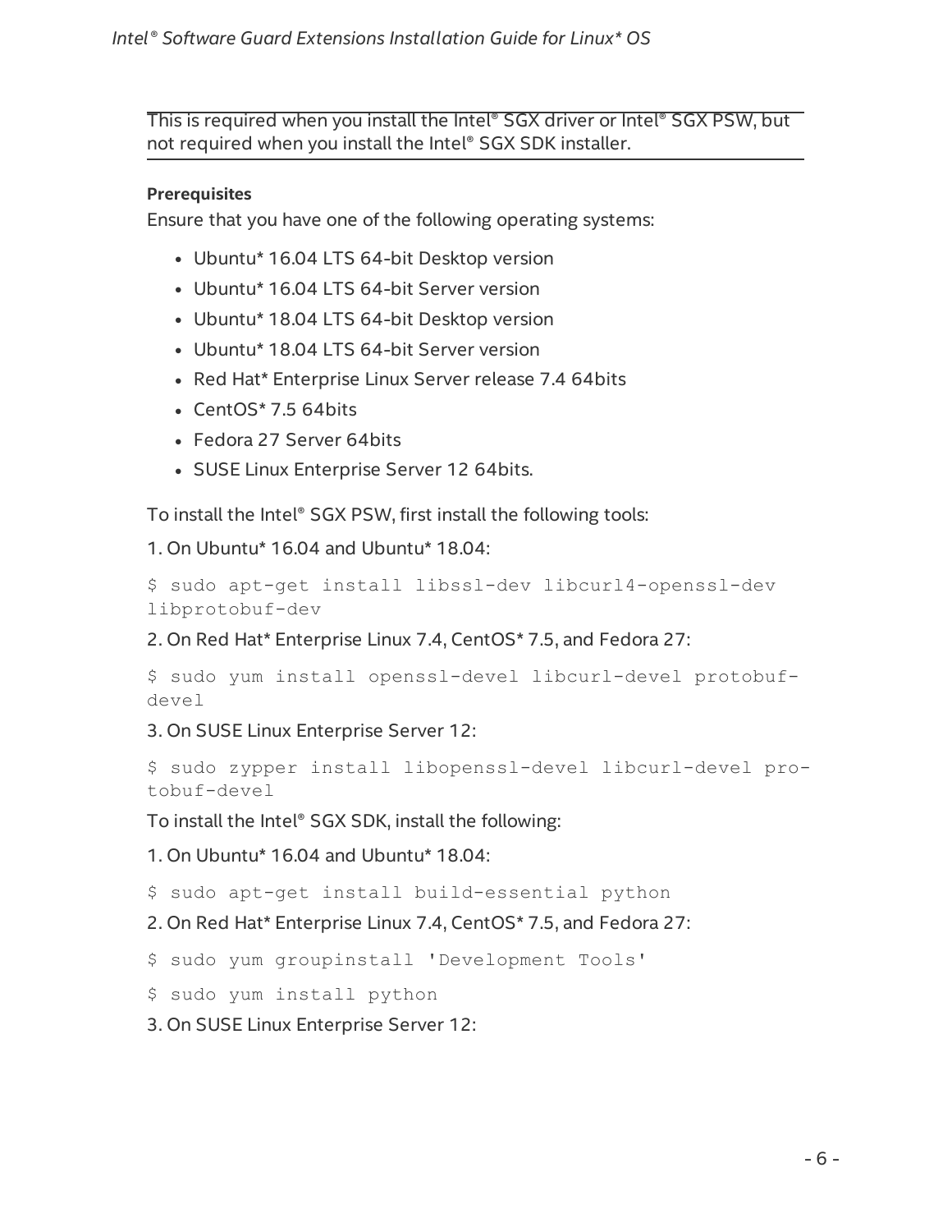This is required when you install the Intel® SGX driver or Intel® SGX PSW, but not required when you install the Intel® SGX SDK installer.

**Prerequisites**

Ensure that you have one of the following operating systems:

- Ubuntu* 16.04 LTS 64-bit Desktop version
- Ubuntu* 16.04 LTS 64-bit Server version
- Ubuntu* 18.04 LTS 64-bit Desktop version
- Ubuntu* 18.04 LTS 64-bit Server version
- Red Hat* Enterprise Linux Server release 7.4 64bits
- CentOS* 7.5 64bits
- Fedora 27 Server 64bits
- SUSE Linux Enterprise Server 12 64bits.

To install the Intel® SGX PSW, first install the following tools:

1. On Ubuntu* 16.04 and Ubuntu* 18.04:

```
$ sudo apt-get install libssl-dev libcurl4-openssl-dev libprotobuf-dev
```

2. On Red Hat* Enterprise Linux 7.4, CentOS* 7.5, and Fedora 27:

```
$ sudo yum install openssl-devel libcurl-devel protobuf-devel
```

3. On SUSE Linux Enterprise Server 12:

```
$ sudo zypper install libopenssl-devel libcurl-devel protobuf-devel
```

To install the Intel® SGX SDK, install the following:

1. On Ubuntu* 16.04 and Ubuntu* 18.04:

```
$ sudo apt-get install build-essential python
```

2. On Red Hat* Enterprise Linux 7.4, CentOS* 7.5, and Fedora 27:

```
$ sudo yum groupinstall 'Development Tools'
```

```
$ sudo yum install python
```

3. On SUSE Linux Enterprise Server 12: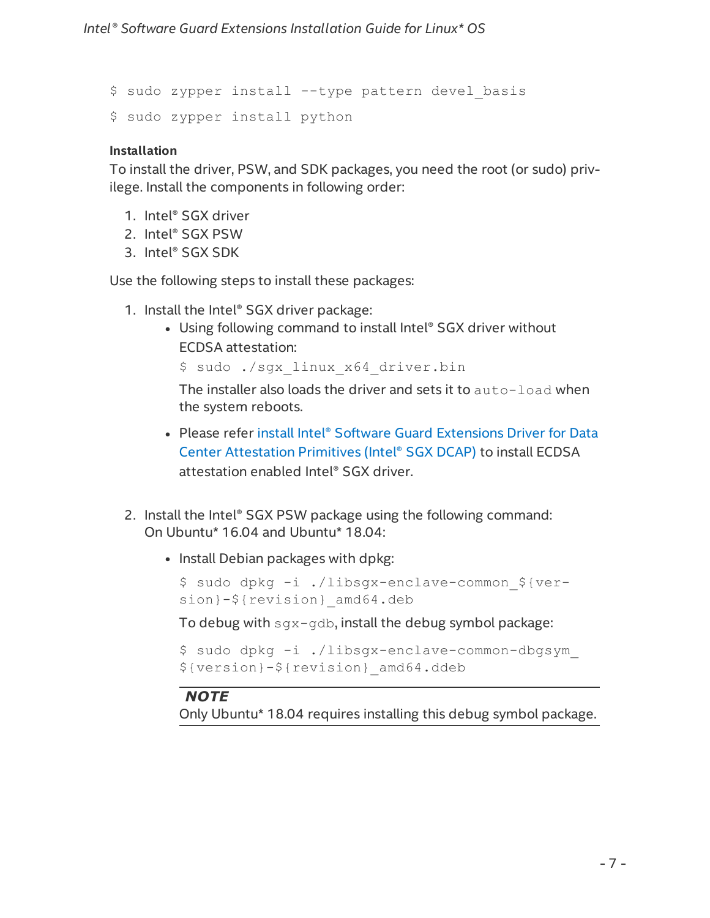```
$ sudo zypper install --type pattern devel_basis
$ sudo zypper install python
```

### Installation

To install the driver, PSW, and SDK packages, you need the root (or sudo) privilege. Install the components in following order:

1. Intel® SGX driver
2. Intel® SGX PSW
3. Intel® SGX SDK

Use the following steps to install these packages:

1. Install the Intel® SGX driver package:
   - Using following command to install Intel® SGX driver without ECDSA attestation:

     ```
     $ sudo ./sgx_linux_x64_driver.bin
     ```

     The installer also loads the driver and sets it to `auto-load` when the system reboots.

   - Please refer install Intel® Software Guard Extensions Driver for Data Center Attestation Primitives (Intel® SGX DCAP) to install ECDSA attestation enabled Intel® SGX driver.

2. Install the Intel® SGX PSW package using the following command:
   On Ubuntu* 16.04 and Ubuntu* 18.04:

   - Install Debian packages with dpkg:

     ```
     $ sudo dpkg -i ./libsgx-enclave-common_${version}-${revision}_amd64.deb
     ```

     To debug with `sgx-gdb`, install the debug symbol package:

     ```
     $ sudo dpkg -i ./libsgx-enclave-common-dbgsym_${version}-${revision}_amd64.ddeb
     ```

     > ***NOTE***
     > Only Ubuntu* 18.04 requires installing this debug symbol package.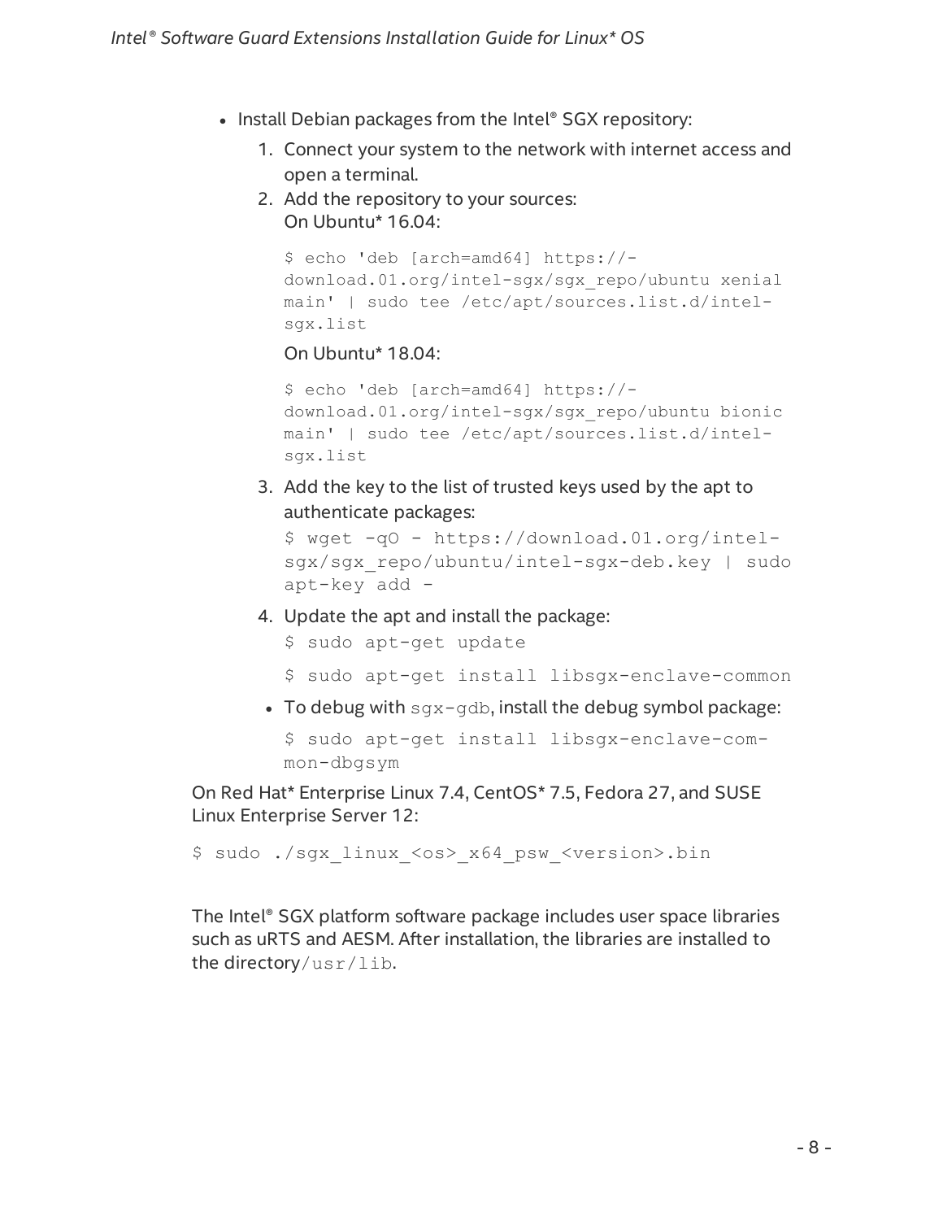- Install Debian packages from the Intel® SGX repository:
    1. Connect your system to the network with internet access and open a terminal.
    2. Add the repository to your sources:
       On Ubuntu* 16.04:
       ```
       $ echo 'deb [arch=amd64] https://download.01.org/intel-sgx/sgx_repo/ubuntu xenial main' | sudo tee /etc/apt/sources.list.d/intel-sgx.list
       ```
       On Ubuntu* 18.04:
       ```
       $ echo 'deb [arch=amd64] https://download.01.org/intel-sgx/sgx_repo/ubuntu bionic main' | sudo tee /etc/apt/sources.list.d/intel-sgx.list
       ```
    3. Add the key to the list of trusted keys used by the apt to authenticate packages:
       ```
       $ wget -qO - https://download.01.org/intel-sgx/sgx_repo/ubuntu/intel-sgx-deb.key | sudo apt-key add -
       ```
    4. Update the apt and install the package:
       ```
       $ sudo apt-get update
       ```
       ```
       $ sudo apt-get install libsgx-enclave-common
       ```
    - To debug with `sgx-gdb`, install the debug symbol package:
      ```
      $ sudo apt-get install libsgx-enclave-common-dbgsym
      ```

On Red Hat* Enterprise Linux 7.4, CentOS* 7.5, Fedora 27, and SUSE Linux Enterprise Server 12:

```
$ sudo ./sgx_linux_<os>_x64_psw_<version>.bin
```

The Intel® SGX platform software package includes user space libraries such as uRTS and AESM. After installation, the libraries are installed to the directory `/usr/lib`.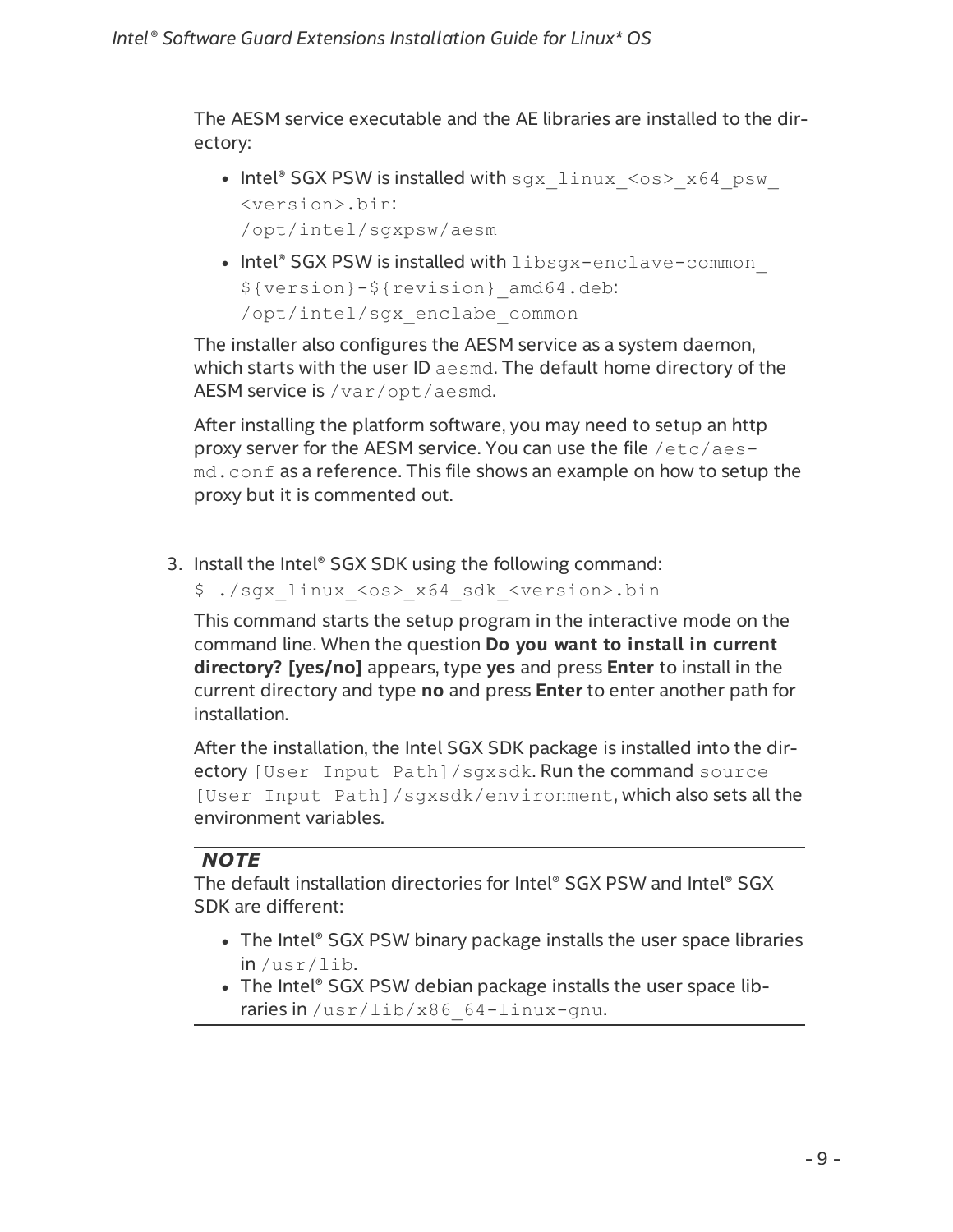The AESM service executable and the AE libraries are installed to the directory:

- Intel® SGX PSW is installed with `sgx_linux_<os>_x64_psw_<version>.bin`:
  `/opt/intel/sgxpsw/aesm`
- Intel® SGX PSW is installed with `libsgx-enclave-common_${version}-${revision}_amd64.deb`:
  `/opt/intel/sgx_enclabe_common`

The installer also configures the AESM service as a system daemon, which starts with the user ID `aesmd`. The default home directory of the AESM service is `/var/opt/aesmd`.

After installing the platform software, you may need to setup an http proxy server for the AESM service. You can use the file `/etc/aesmd.conf` as a reference. This file shows an example on how to setup the proxy but it is commented out.

3. Install the Intel® SGX SDK using the following command:
   ```
   $ ./sgx_linux_<os>_x64_sdk_<version>.bin
   ```
   This command starts the setup program in the interactive mode on the command line. When the question **Do you want to install in current directory? [yes/no]** appears, type **yes** and press **Enter** to install in the current directory and type **no** and press **Enter** to enter another path for installation.

   After the installation, the Intel SGX SDK package is installed into the directory `[User Input Path]/sgxsdk`. Run the command `source [User Input Path]/sgxsdk/environment`, which also sets all the environment variables.

---

***NOTE***

The default installation directories for Intel® SGX PSW and Intel® SGX SDK are different:

- The Intel® SGX PSW binary package installs the user space libraries in `/usr/lib`.
- The Intel® SGX PSW debian package installs the user space libraries in `/usr/lib/x86_64-linux-gnu`.

---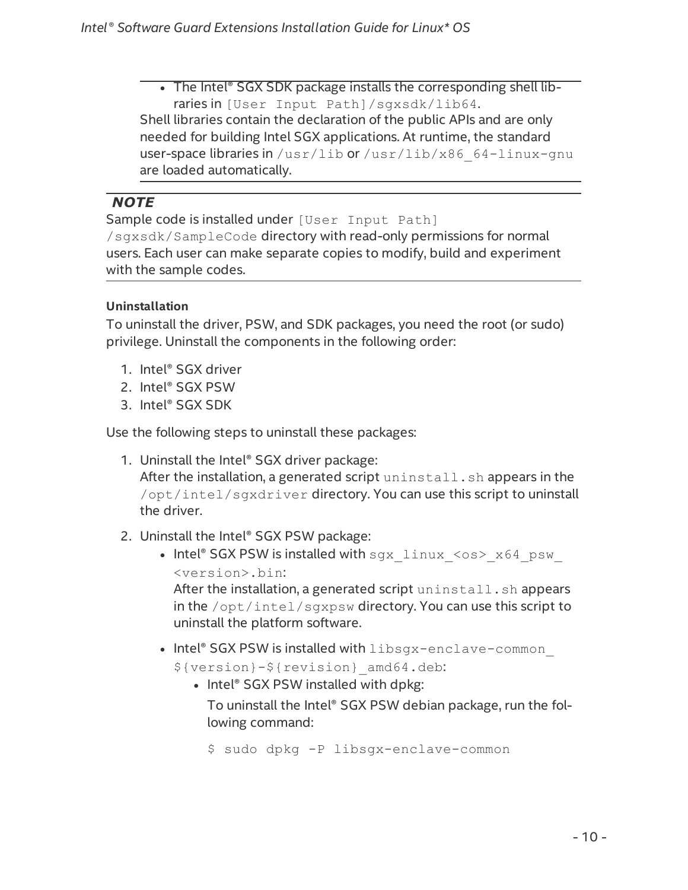- The Intel® SGX SDK package installs the corresponding shell libraries in `[User Input Path]/sgxsdk/lib64`.

Shell libraries contain the declaration of the public APIs and are only needed for building Intel SGX applications. At runtime, the standard user-space libraries in `/usr/lib` or `/usr/lib/x86_64-linux-gnu` are loaded automatically.

> ***NOTE***
> Sample code is installed under `[User Input Path]/sgxsdk/SampleCode` directory with read-only permissions for normal users. Each user can make separate copies to modify, build and experiment with the sample codes.

**Uninstallation**

To uninstall the driver, PSW, and SDK packages, you need the root (or sudo) privilege. Uninstall the components in the following order:

1. Intel® SGX driver
2. Intel® SGX PSW
3. Intel® SGX SDK

Use the following steps to uninstall these packages:

1. Uninstall the Intel® SGX driver package:
   After the installation, a generated script `uninstall.sh` appears in the `/opt/intel/sgxdriver` directory. You can use this script to uninstall the driver.
2. Uninstall the Intel® SGX PSW package:
   - Intel® SGX PSW is installed with `sgx_linux_<os>_x64_psw_<version>.bin`:
     After the installation, a generated script `uninstall.sh` appears in the `/opt/intel/sgxpsw` directory. You can use this script to uninstall the platform software.
   - Intel® SGX PSW is installed with `libsgx-enclave-common_${version}-${revision}_amd64.deb`:
     - Intel® SGX PSW installed with dpkg:

       To uninstall the Intel® SGX PSW debian package, run the following command:

       ```
       $ sudo dpkg -P libsgx-enclave-common
       ```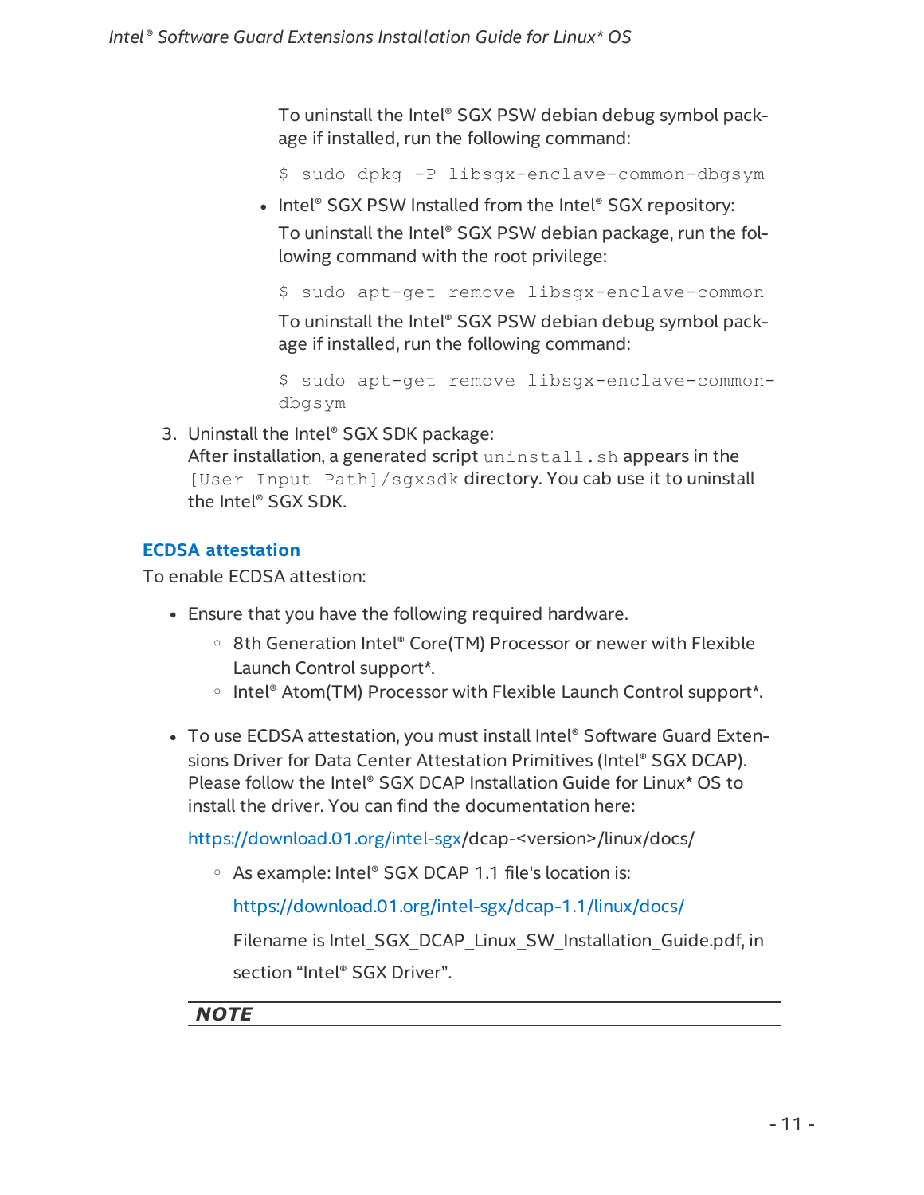To uninstall the Intel® SGX PSW debian debug symbol package if installed, run the following command:

```
$ sudo dpkg -P libsgx-enclave-common-dbgsym
```

- Intel® SGX PSW Installed from the Intel® SGX repository:

  To uninstall the Intel® SGX PSW debian package, run the following command with the root privilege:

  ```
  $ sudo apt-get remove libsgx-enclave-common
  ```

  To uninstall the Intel® SGX PSW debian debug symbol package if installed, run the following command:

  ```
  $ sudo apt-get remove libsgx-enclave-common-dbgsym
  ```

3. Uninstall the Intel® SGX SDK package:
   After installation, a generated script `uninstall.sh` appears in the `[User Input Path]/sgxsdk` directory. You cab use it to uninstall the Intel® SGX SDK.

### ECDSA attestation

To enable ECDSA attestion:

- Ensure that you have the following required hardware.
  - 8th Generation Intel® Core(TM) Processor or newer with Flexible Launch Control support*.
  - Intel® Atom(TM) Processor with Flexible Launch Control support*.
- To use ECDSA attestation, you must install Intel® Software Guard Extensions Driver for Data Center Attestation Primitives (Intel® SGX DCAP). Please follow the Intel® SGX DCAP Installation Guide for Linux* OS to install the driver. You can find the documentation here:

  https://download.01.org/intel-sgx/dcap-<version>/linux/docs/

  - As example: Intel® SGX DCAP 1.1 file's location is:

    https://download.01.org/intel-sgx/dcap-1.1/linux/docs/

    Filename is Intel_SGX_DCAP_Linux_SW_Installation_Guide.pdf, in section “Intel® SGX Driver”.

***NOTE***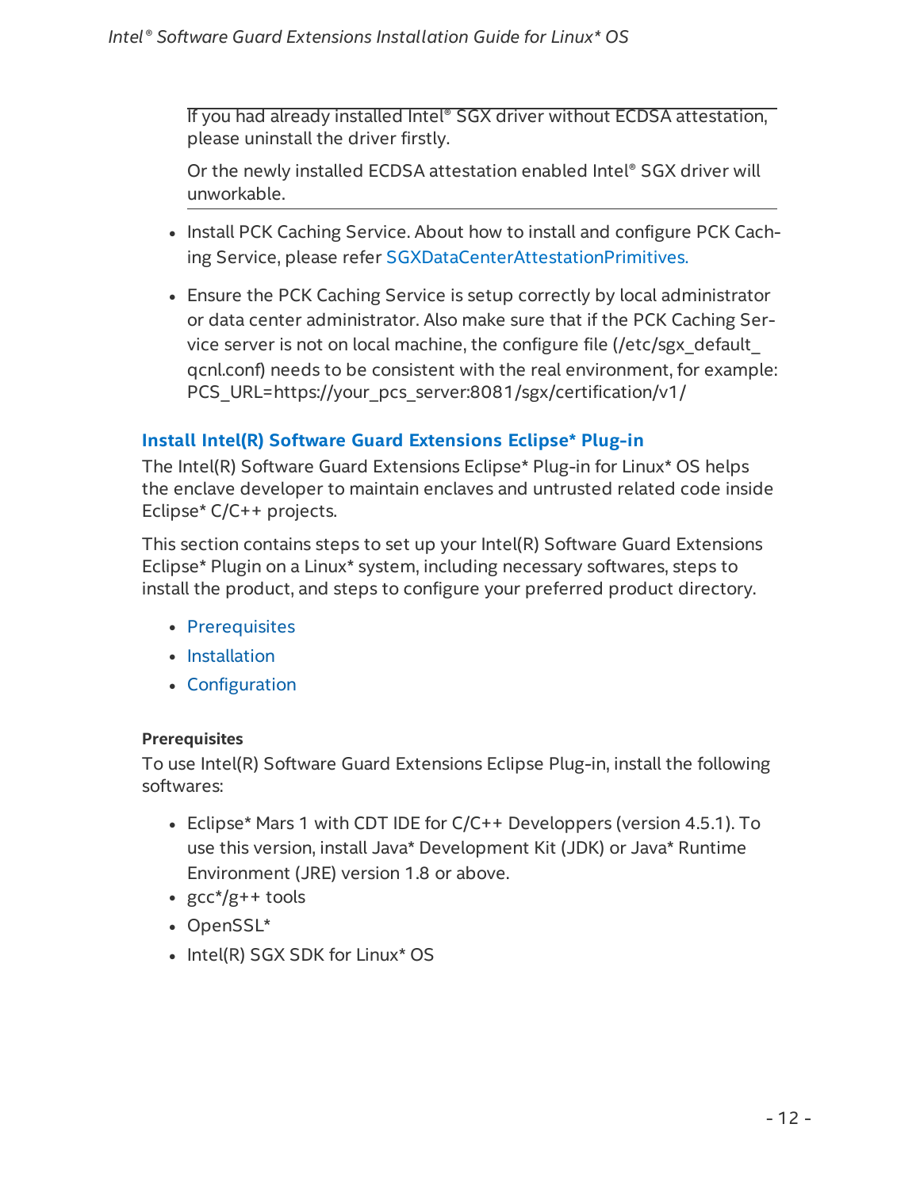If you had already installed Intel® SGX driver without ECDSA attestation, please uninstall the driver firstly.

Or the newly installed ECDSA attestation enabled Intel® SGX driver will unworkable.

- Install PCK Caching Service. About how to install and configure PCK Caching Service, please refer SGXDataCenterAttestationPrimitives.
- Ensure the PCK Caching Service is setup correctly by local administrator or data center administrator. Also make sure that if the PCK Caching Service server is not on local machine, the configure file (/etc/sgx_default_qcnl.conf) needs to be consistent with the real environment, for example: PCS_URL=https://your_pcs_server:8081/sgx/certification/v1/

## Install Intel(R) Software Guard Extensions Eclipse* Plug-in

The Intel(R) Software Guard Extensions Eclipse* Plug-in for Linux* OS helps the enclave developer to maintain enclaves and untrusted related code inside Eclipse* C/C++ projects.

This section contains steps to set up your Intel(R) Software Guard Extensions Eclipse* Plugin on a Linux* system, including necessary softwares, steps to install the product, and steps to configure your preferred product directory.

- Prerequisites
- Installation
- Configuration

### Prerequisites

To use Intel(R) Software Guard Extensions Eclipse Plug-in, install the following softwares:

- Eclipse* Mars 1 with CDT IDE for C/C++ Developpers (version 4.5.1). To use this version, install Java* Development Kit (JDK) or Java* Runtime Environment (JRE) version 1.8 or above.
- gcc*/g++ tools
- OpenSSL*
- Intel(R) SGX SDK for Linux* OS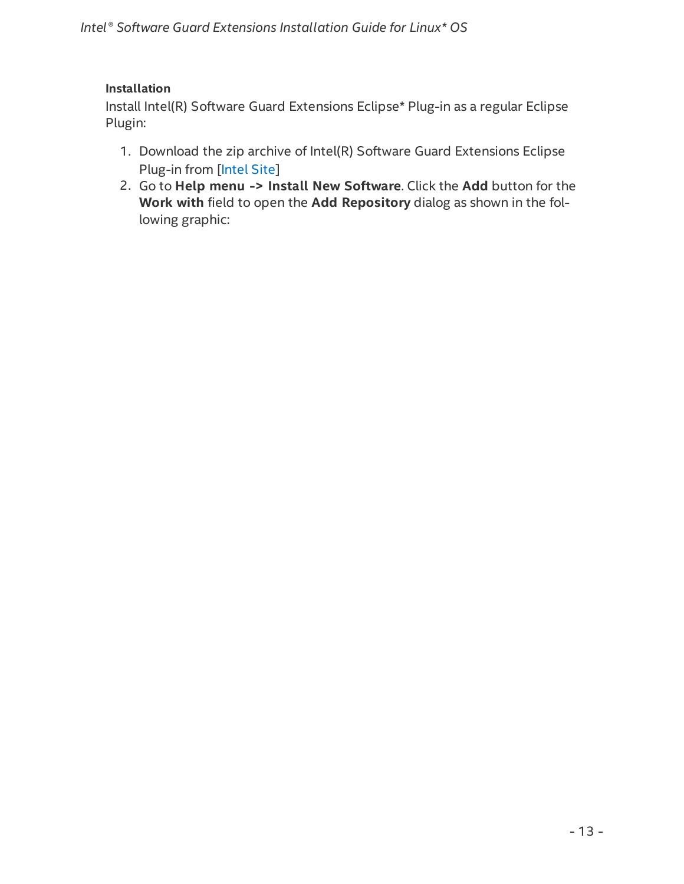**Installation**

Install Intel(R) Software Guard Extensions Eclipse* Plug-in as a regular Eclipse Plugin:

1. Download the zip archive of Intel(R) Software Guard Extensions Eclipse Plug-in from [Intel Site]
2. Go to **Help menu -> Install New Software**. Click the **Add** button for the **Work with** field to open the **Add Repository** dialog as shown in the following graphic: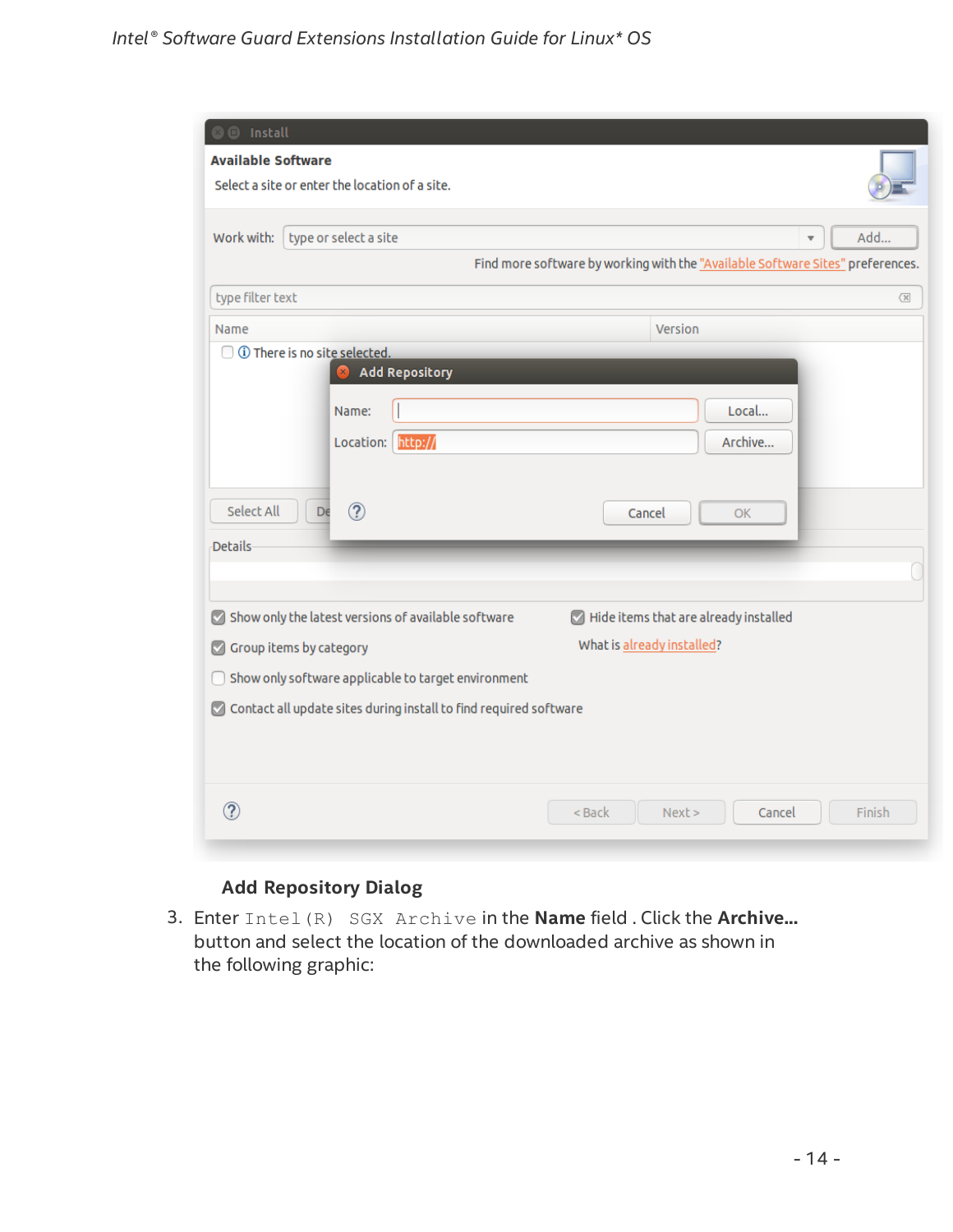Add Repository Dialog

3. Enter `Intel(R) SGX Archive` in the **Name** field . Click the **Archive...** button and select the location of the downloaded archive as shown in the following graphic: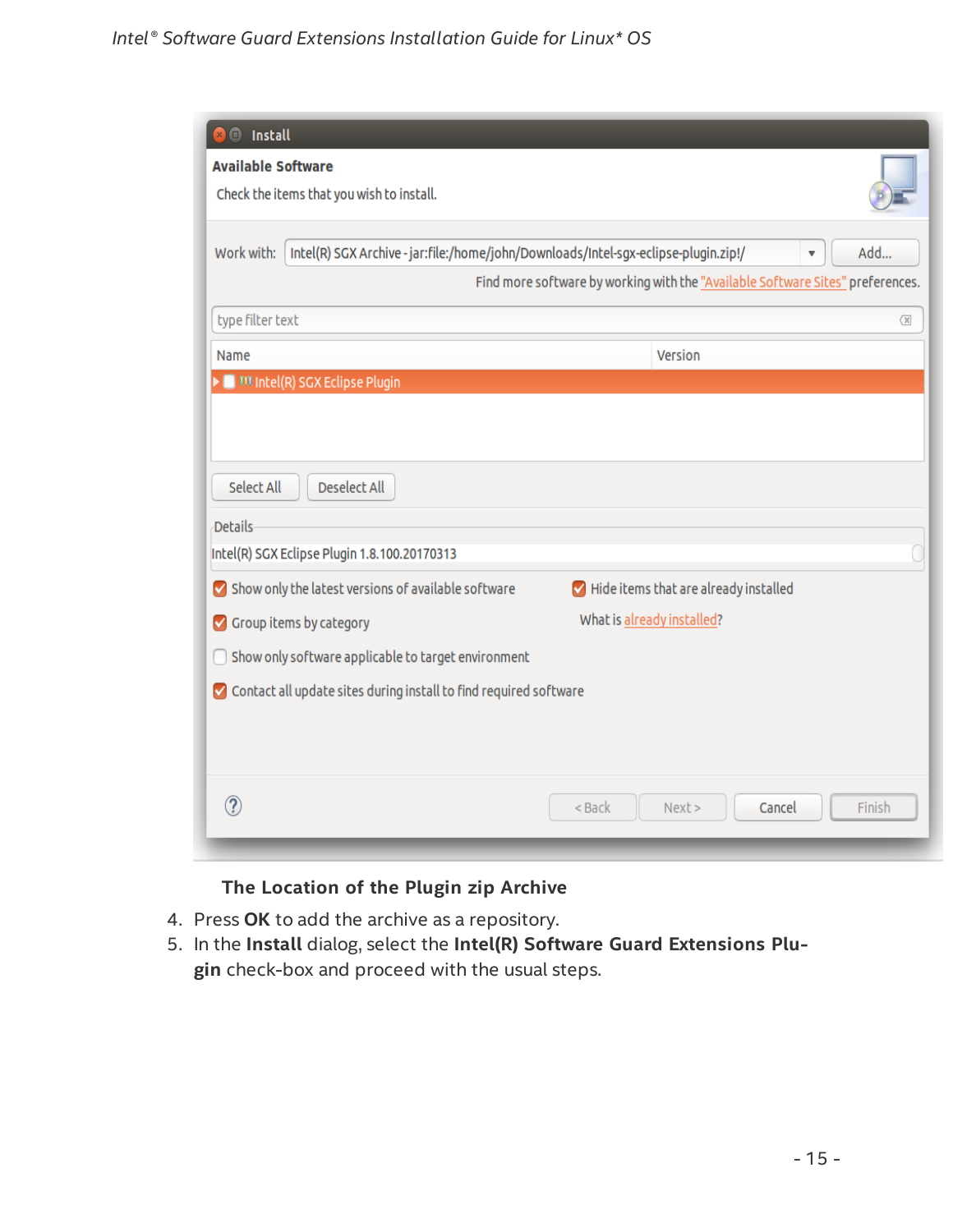**The Location of the Plugin zip Archive**

4. Press **OK** to add the archive as a repository.
5. In the **Install** dialog, select the **Intel(R) Software Guard Extensions Plugin** check-box and proceed with the usual steps.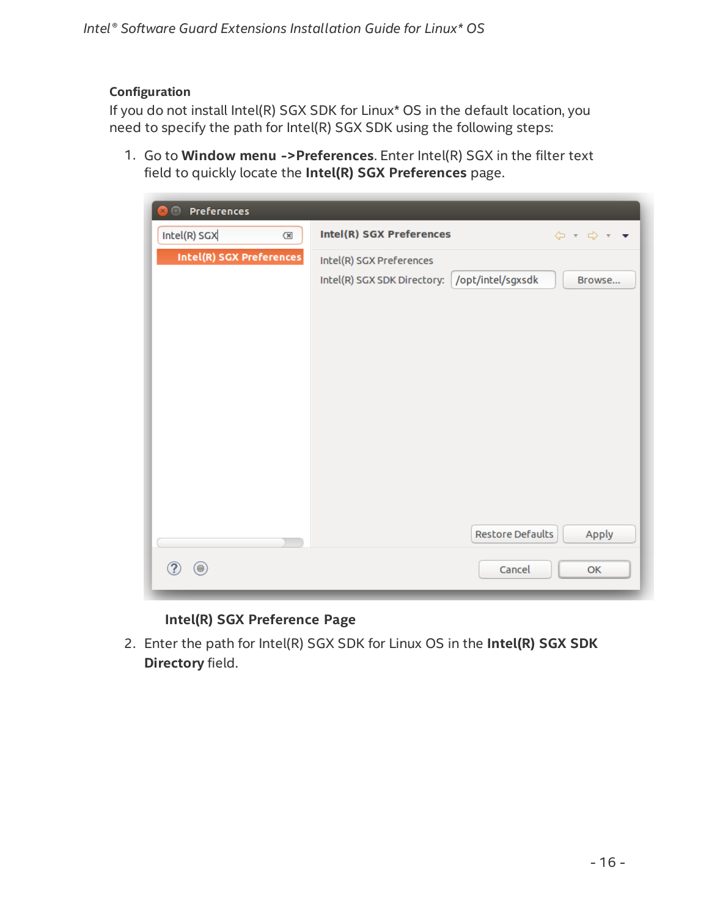**Configuration**

If you do not install Intel(R) SGX SDK for Linux* OS in the default location, you need to specify the path for Intel(R) SGX SDK using the following steps:

1. Go to **Window menu ->Preferences**. Enter Intel(R) SGX in the filter text field to quickly locate the **Intel(R) SGX Preferences** page.

   **Intel(R) SGX Preference Page**

2. Enter the path for Intel(R) SGX SDK for Linux OS in the **Intel(R) SGX SDK Directory** field.